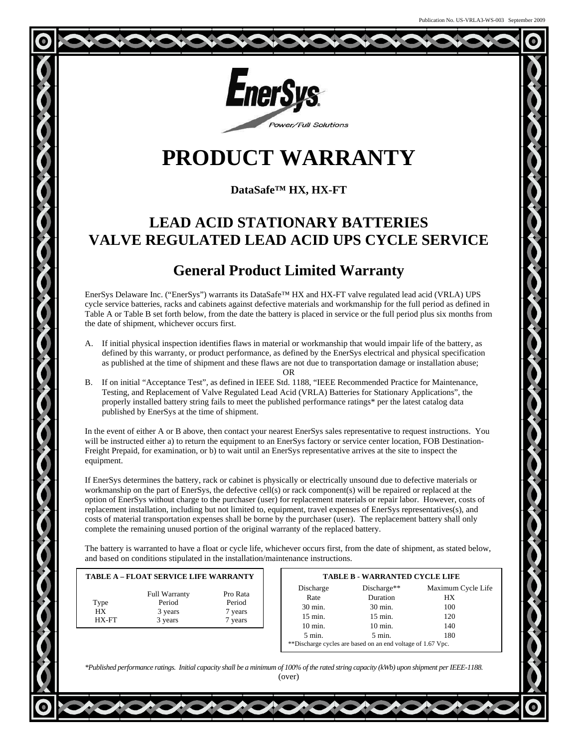Publication No. US-VRLA3-WS-003 September 2009

EnerSys
Power/Full Solutions

# PRODUCT WARRANTY

**DataSafe™ HX, HX-FT**

## LEAD ACID STATIONARY BATTERIES
## VALVE REGULATED LEAD ACID UPS CYCLE SERVICE

## General Product Limited Warranty

EnerSys Delaware Inc. ("EnerSys") warrants its DataSafe™ HX and HX-FT valve regulated lead acid (VRLA) UPS cycle service batteries, racks and cabinets against defective materials and workmanship for the full period as defined in Table A or Table B set forth below, from the date the battery is placed in service or the full period plus six months from the date of shipment, whichever occurs first.

A. If initial physical inspection identifies flaws in material or workmanship that would impair life of the battery, as defined by this warranty, or product performance, as defined by the EnerSys electrical and physical specification as published at the time of shipment and these flaws are not due to transportation damage or installation abuse;

OR

B. If on initial "Acceptance Test", as defined in IEEE Std. 1188, "IEEE Recommended Practice for Maintenance, Testing, and Replacement of Valve Regulated Lead Acid (VRLA) Batteries for Stationary Applications", the properly installed battery string fails to meet the published performance ratings* per the latest catalog data published by EnerSys at the time of shipment.

In the event of either A or B above, then contact your nearest EnerSys sales representative to request instructions. You will be instructed either a) to return the equipment to an EnerSys factory or service center location, FOB Destination-Freight Prepaid, for examination, or b) to wait until an EnerSys representative arrives at the site to inspect the equipment.

If EnerSys determines the battery, rack or cabinet is physically or electrically unsound due to defective materials or workmanship on the part of EnerSys, the defective cell(s) or rack component(s) will be repaired or replaced at the option of EnerSys without charge to the purchaser (user) for replacement materials or repair labor. However, costs of replacement installation, including but not limited to, equipment, travel expenses of EnerSys representatives(s), and costs of material transportation expenses shall be borne by the purchaser (user). The replacement battery shall only complete the remaining unused portion of the original warranty of the replaced battery.

The battery is warranted to have a float or cycle life, whichever occurs first, from the date of shipment, as stated below, and based on conditions stipulated in the installation/maintenance instructions.

**TABLE A – FLOAT SERVICE LIFE WARRANTY**

| Type | Full Warranty Period | Pro Rata Period |
|---|---|---|
| HX | 3 years | 7 years |
| HX-FT | 3 years | 7 years |

**TABLE B - WARRANTED CYCLE LIFE**

| Discharge Rate | Discharge** Duration | Maximum Cycle Life HX |
|---|---|---|
| 30 min. | 30 min. | 100 |
| 15 min. | 15 min. | 120 |
| 10 min. | 10 min. | 140 |
| 5 min. | 5 min. | 180 |

**Discharge cycles are based on an end voltage of 1.67 Vpc.

*\*Published performance ratings. Initial capacity shall be a minimum of 100% of the rated string capacity (kWb) upon shipment per IEEE-1188.*

(over)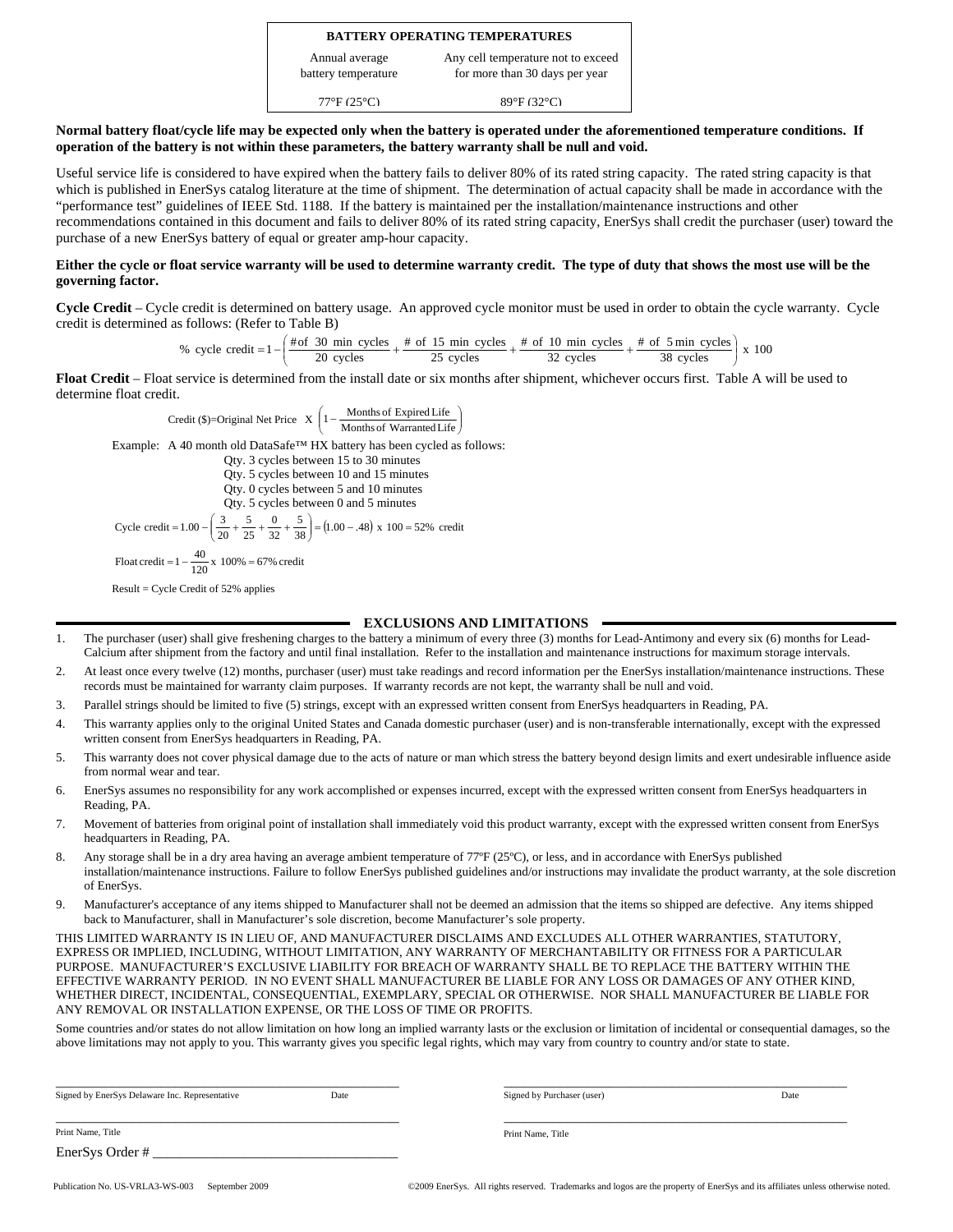| BATTERY OPERATING TEMPERATURES | |
|---|---|
| Annual average battery temperature | Any cell temperature not to exceed for more than 30 days per year |
| 77°F (25°C) | 89°F (32°C) |

**Normal battery float/cycle life may be expected only when the battery is operated under the aforementioned temperature conditions. If operation of the battery is not within these parameters, the battery warranty shall be null and void.**

Useful service life is considered to have expired when the battery fails to deliver 80% of its rated string capacity. The rated string capacity is that which is published in EnerSys catalog literature at the time of shipment. The determination of actual capacity shall be made in accordance with the "performance test" guidelines of IEEE Std. 1188. If the battery is maintained per the installation/maintenance instructions and other recommendations contained in this document and fails to deliver 80% of its rated string capacity, EnerSys shall credit the purchaser (user) toward the purchase of a new EnerSys battery of equal or greater amp-hour capacity.

**Either the cycle or float service warranty will be used to determine warranty credit. The type of duty that shows the most use will be the governing factor.**

**Cycle Credit** – Cycle credit is determined on battery usage. An approved cycle monitor must be used in order to obtain the cycle warranty. Cycle credit is determined as follows: (Refer to Table B)

$$\%\ \text{cycle credit} = 1 - \left( \frac{\#\text{of 30 min cycles}}{20\ \text{cycles}} + \frac{\#\text{ of 15 min cycles}}{25\ \text{cycles}} + \frac{\#\text{ of 10 min cycles}}{32\ \text{cycles}} + \frac{\#\text{ of 5 min cycles}}{38\ \text{cycles}} \right) \times 100$$

**Float Credit** – Float service is determined from the install date or six months after shipment, whichever occurs first. Table A will be used to determine float credit.

$$\text{Credit (\$)} = \text{Original Net Price} \times \left( 1 - \frac{\text{Months of Expired Life}}{\text{Months of Warranted Life}} \right)$$

Example: A 40 month old DataSafe™ HX battery has been cycled as follows:

Qty. 3 cycles between 15 to 30 minutes
Qty. 5 cycles between 10 and 15 minutes
Qty. 0 cycles between 5 and 10 minutes
Qty. 5 cycles between 0 and 5 minutes

$$\text{Cycle credit} = 1.00 - \left( \frac{3}{20} + \frac{5}{25} + \frac{0}{32} + \frac{5}{38} \right) = (1.00 - .48) \times 100 = 52\%\ \text{credit}$$

$$\text{Float credit} = 1 - \frac{40}{120} \times 100\% = 67\%\ \text{credit}$$

Result = Cycle Credit of 52% applies

## EXCLUSIONS AND LIMITATIONS

1. The purchaser (user) shall give freshening charges to the battery a minimum of every three (3) months for Lead-Antimony and every six (6) months for Lead-Calcium after shipment from the factory and until final installation. Refer to the installation and maintenance instructions for maximum storage intervals.
2. At least once every twelve (12) months, purchaser (user) must take readings and record information per the EnerSys installation/maintenance instructions. These records must be maintained for warranty claim purposes. If warranty records are not kept, the warranty shall be null and void.
3. Parallel strings should be limited to five (5) strings, except with an expressed written consent from EnerSys headquarters in Reading, PA.
4. This warranty applies only to the original United States and Canada domestic purchaser (user) and is non-transferable internationally, except with the expressed written consent from EnerSys headquarters in Reading, PA.
5. This warranty does not cover physical damage due to the acts of nature or man which stress the battery beyond design limits and exert undesirable influence aside from normal wear and tear.
6. EnerSys assumes no responsibility for any work accomplished or expenses incurred, except with the expressed written consent from EnerSys headquarters in Reading, PA.
7. Movement of batteries from original point of installation shall immediately void this product warranty, except with the expressed written consent from EnerSys headquarters in Reading, PA.
8. Any storage shall be in a dry area having an average ambient temperature of 77ºF (25ºC), or less, and in accordance with EnerSys published installation/maintenance instructions. Failure to follow EnerSys published guidelines and/or instructions may invalidate the product warranty, at the sole discretion of EnerSys.
9. Manufacturer's acceptance of any items shipped to Manufacturer shall not be deemed an admission that the items so shipped are defective. Any items shipped back to Manufacturer, shall in Manufacturer's sole discretion, become Manufacturer's sole property.

THIS LIMITED WARRANTY IS IN LIEU OF, AND MANUFACTURER DISCLAIMS AND EXCLUDES ALL OTHER WARRANTIES, STATUTORY, EXPRESS OR IMPLIED, INCLUDING, WITHOUT LIMITATION, ANY WARRANTY OF MERCHANTABILITY OR FITNESS FOR A PARTICULAR PURPOSE. MANUFACTURER'S EXCLUSIVE LIABILITY FOR BREACH OF WARRANTY SHALL BE TO REPLACE THE BATTERY WITHIN THE EFFECTIVE WARRANTY PERIOD. IN NO EVENT SHALL MANUFACTURER BE LIABLE FOR ANY LOSS OR DAMAGES OF ANY OTHER KIND, WHETHER DIRECT, INCIDENTAL, CONSEQUENTIAL, EXEMPLARY, SPECIAL OR OTHERWISE. NOR SHALL MANUFACTURER BE LIABLE FOR ANY REMOVAL OR INSTALLATION EXPENSE, OR THE LOSS OF TIME OR PROFITS.

Some countries and/or states do not allow limitation on how long an implied warranty lasts or the exclusion or limitation of incidental or consequential damages, so the above limitations may not apply to you. This warranty gives you specific legal rights, which may vary from country to country and/or state to state.

\_\_\_\_\_\_\_\_\_\_\_\_\_\_\_\_\_\_\_\_\_\_\_\_\_\_\_\_\_\_\_\_\_\_\_\_\_\_\_\_\_\_\_\_
Signed by EnerSys Delaware Inc. Representative    Date

\_\_\_\_\_\_\_\_\_\_\_\_\_\_\_\_\_\_\_\_\_\_\_\_\_\_\_\_\_\_\_\_\_\_\_\_\_\_\_\_\_\_\_\_
Print Name, Title

EnerSys Order # \_\_\_\_\_\_\_\_\_\_\_\_\_\_\_\_\_\_\_\_\_\_\_\_\_\_\_\_\_\_\_\_

\_\_\_\_\_\_\_\_\_\_\_\_\_\_\_\_\_\_\_\_\_\_\_\_\_\_\_\_\_\_\_\_\_\_\_\_\_\_\_\_\_\_\_\_
Signed by Purchaser (user)    Date

\_\_\_\_\_\_\_\_\_\_\_\_\_\_\_\_\_\_\_\_\_\_\_\_\_\_\_\_\_\_\_\_\_\_\_\_\_\_\_\_\_\_\_\_
Print Name, Title

Publication No. US-VRLA3-WS-003 September 2009

©2009 EnerSys. All rights reserved. Trademarks and logos are the property of EnerSys and its affiliates unless otherwise noted.